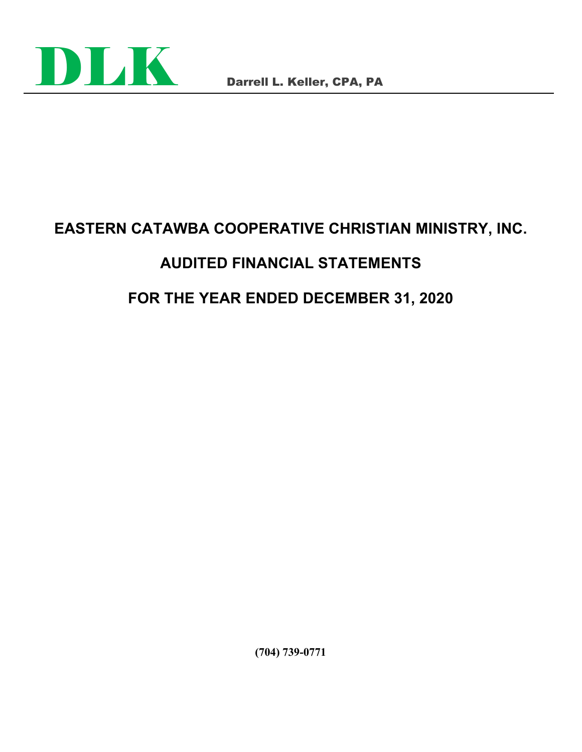**DLK** Darrell L. Keller, CPA, PA

# EASTERN CATAWBA COOPERATIVE CHRISTIAN MINISTRY, INC.

# AUDITED FINANCIAL STATEMENTS

# FOR THE YEAR ENDED DECEMBER 31, 2020

**(704) 739-0771**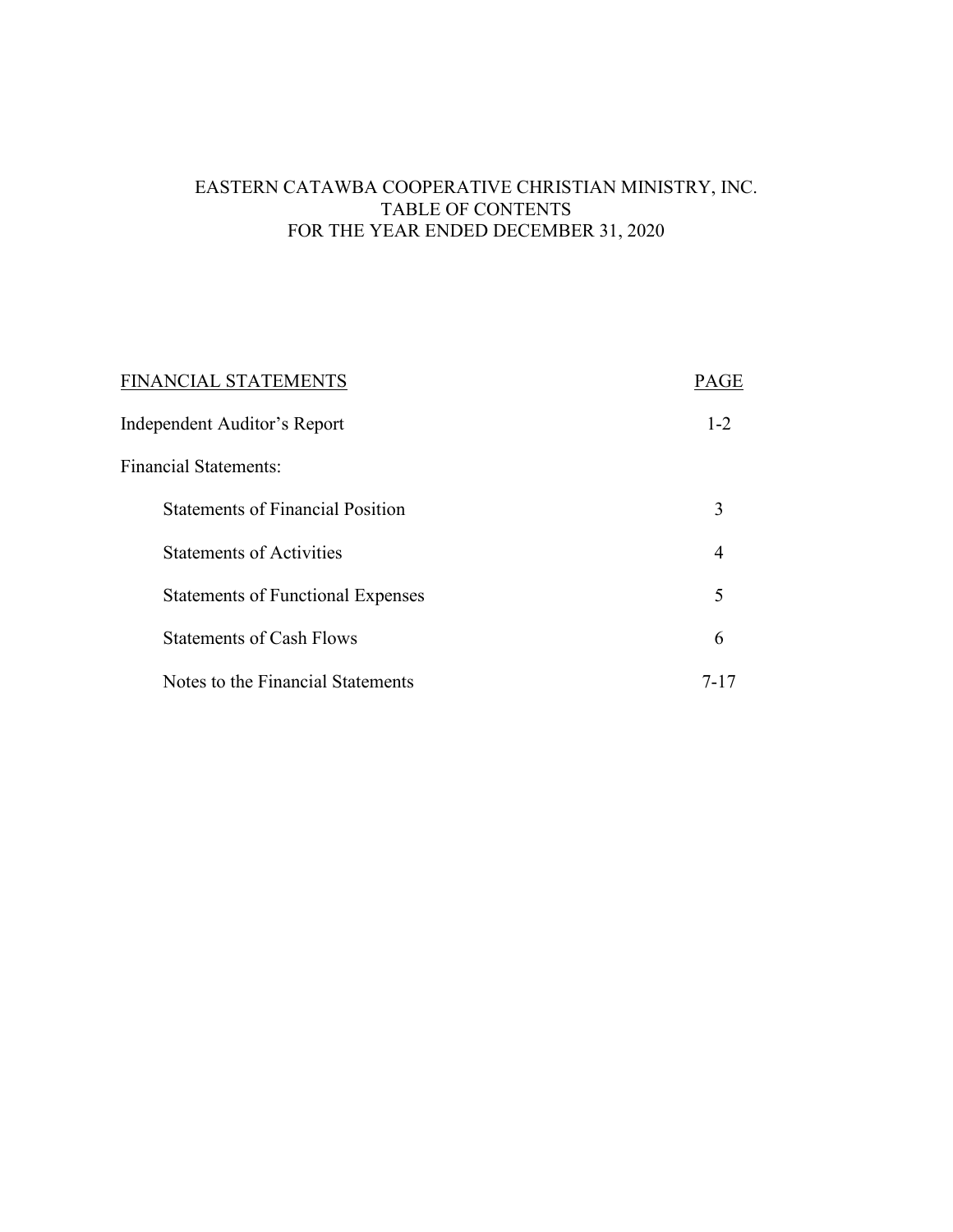# EASTERN CATAWBA COOPERATIVE CHRISTIAN MINISTRY, INC.
## TABLE OF CONTENTS
## FOR THE YEAR ENDED DECEMBER 31, 2020

| FINANCIAL STATEMENTS | PAGE |
|---|---|
| Independent Auditor's Report | 1-2 |
| Financial Statements: | |
| Statements of Financial Position | 3 |
| Statements of Activities | 4 |
| Statements of Functional Expenses | 5 |
| Statements of Cash Flows | 6 |
| Notes to the Financial Statements | 7-17 |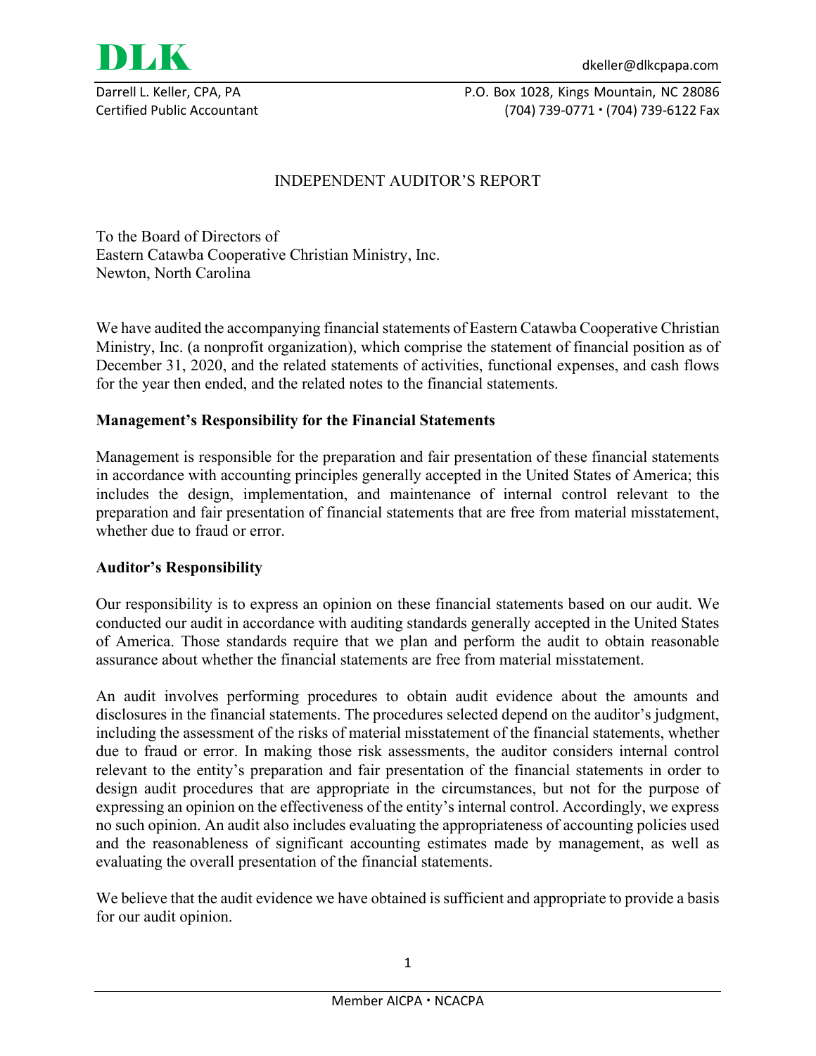**DLK**

dkeller@dlkcpapa.com

Darrell L. Keller, CPA, PA
Certified Public Accountant

P.O. Box 1028, Kings Mountain, NC 28086
(704) 739-0771 • (704) 739-6122 Fax

# INDEPENDENT AUDITOR'S REPORT

To the Board of Directors of
Eastern Catawba Cooperative Christian Ministry, Inc.
Newton, North Carolina

We have audited the accompanying financial statements of Eastern Catawba Cooperative Christian Ministry, Inc. (a nonprofit organization), which comprise the statement of financial position as of December 31, 2020, and the related statements of activities, functional expenses, and cash flows for the year then ended, and the related notes to the financial statements.

**Management's Responsibility for the Financial Statements**

Management is responsible for the preparation and fair presentation of these financial statements in accordance with accounting principles generally accepted in the United States of America; this includes the design, implementation, and maintenance of internal control relevant to the preparation and fair presentation of financial statements that are free from material misstatement, whether due to fraud or error.

**Auditor's Responsibility**

Our responsibility is to express an opinion on these financial statements based on our audit. We conducted our audit in accordance with auditing standards generally accepted in the United States of America. Those standards require that we plan and perform the audit to obtain reasonable assurance about whether the financial statements are free from material misstatement.

An audit involves performing procedures to obtain audit evidence about the amounts and disclosures in the financial statements. The procedures selected depend on the auditor's judgment, including the assessment of the risks of material misstatement of the financial statements, whether due to fraud or error. In making those risk assessments, the auditor considers internal control relevant to the entity's preparation and fair presentation of the financial statements in order to design audit procedures that are appropriate in the circumstances, but not for the purpose of expressing an opinion on the effectiveness of the entity's internal control. Accordingly, we express no such opinion. An audit also includes evaluating the appropriateness of accounting policies used and the reasonableness of significant accounting estimates made by management, as well as evaluating the overall presentation of the financial statements.

We believe that the audit evidence we have obtained is sufficient and appropriate to provide a basis for our audit opinion.

Member AICPA • NCACPA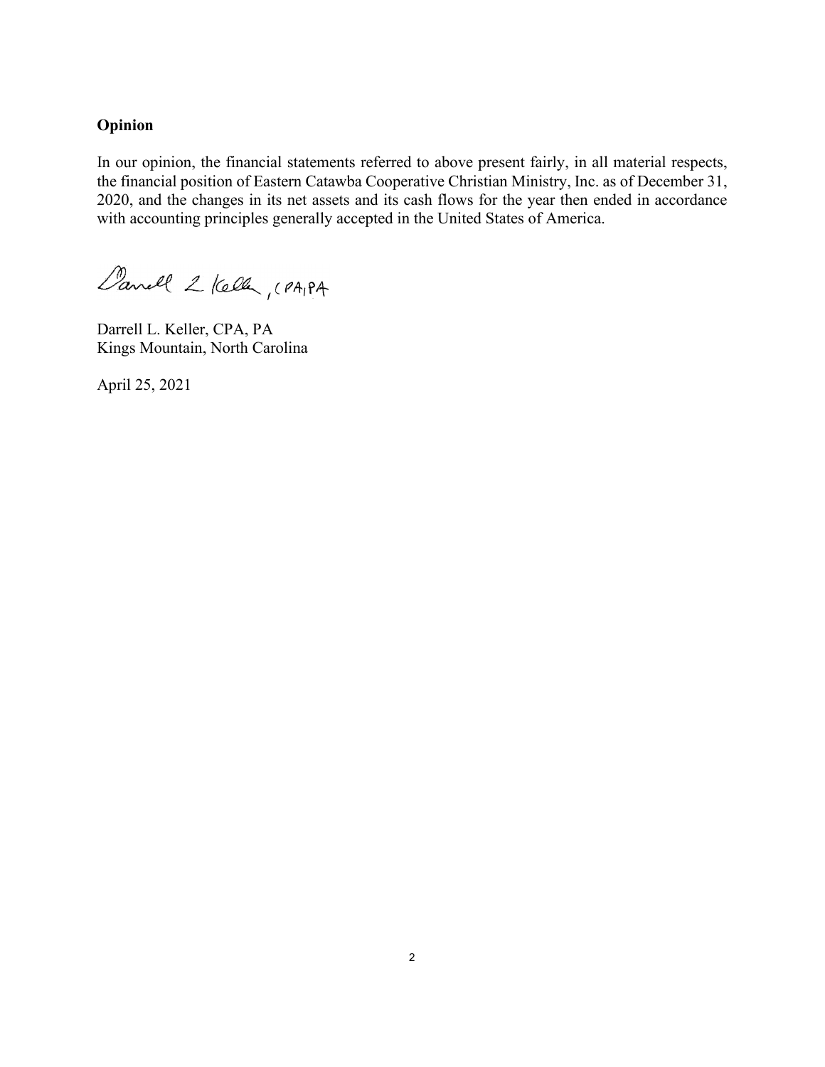## Opinion

In our opinion, the financial statements referred to above present fairly, in all material respects, the financial position of Eastern Catawba Cooperative Christian Ministry, Inc. as of December 31, 2020, and the changes in its net assets and its cash flows for the year then ended in accordance with accounting principles generally accepted in the United States of America.

Darrell L. Keller, CPA, PA

Darrell L. Keller, CPA, PA
Kings Mountain, North Carolina

April 25, 2021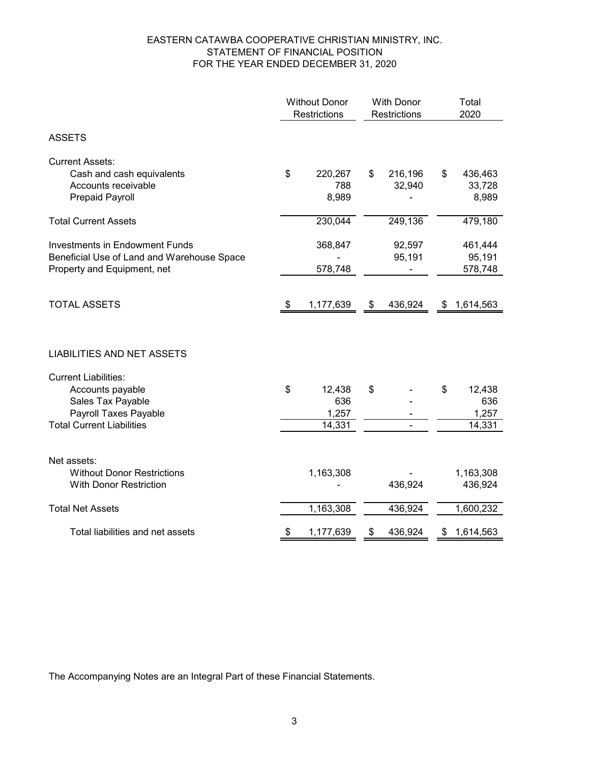# EASTERN CATAWBA COOPERATIVE CHRISTIAN MINISTRY, INC.
## STATEMENT OF FINANCIAL POSITION
## FOR THE YEAR ENDED DECEMBER 31, 2020

| | Without Donor Restrictions | With Donor Restrictions | Total 2020 |
|---|---|---|---|
| **ASSETS** | | | |
| Current Assets: | | | |
| Cash and cash equivalents | $ 220,267 | $ 216,196 | $ 436,463 |
| Accounts receivable | 788 | 32,940 | 33,728 |
| Prepaid Payroll | 8,989 | - | 8,989 |
| Total Current Assets | 230,044 | 249,136 | 479,180 |
| Investments in Endowment Funds | 368,847 | 92,597 | 461,444 |
| Beneficial Use of Land and Warehouse Space | - | 95,191 | 95,191 |
| Property and Equipment, net | 578,748 | - | 578,748 |
| TOTAL ASSETS | $ 1,177,639 | $ 436,924 | $ 1,614,563 |
| **LIABILITIES AND NET ASSETS** | | | |
| Current Liabilities: | | | |
| Accounts payable | $ 12,438 | $ - | $ 12,438 |
| Sales Tax Payable | 636 | - | 636 |
| Payroll Taxes Payable | 1,257 | - | 1,257 |
| Total Current Liabilities | 14,331 | - | 14,331 |
| Net assets: | | | |
| Without Donor Restrictions | 1,163,308 | - | 1,163,308 |
| With Donor Restriction | - | 436,924 | 436,924 |
| Total Net Assets | 1,163,308 | 436,924 | 1,600,232 |
| Total liabilities and net assets | $ 1,177,639 | $ 436,924 | $ 1,614,563 |

The Accompanying Notes are an Integral Part of these Financial Statements.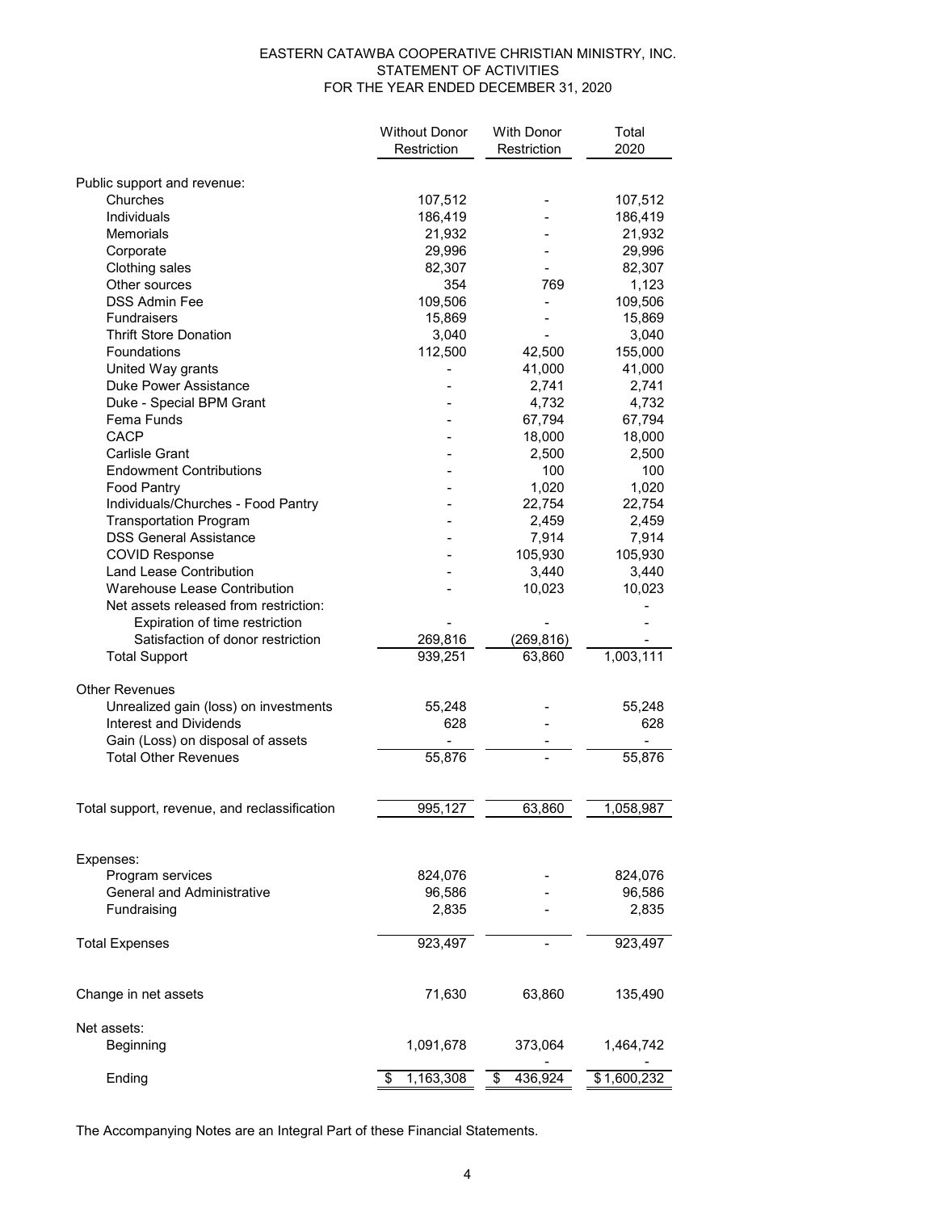# EASTERN CATAWBA COOPERATIVE CHRISTIAN MINISTRY, INC.
## STATEMENT OF ACTIVITIES
### FOR THE YEAR ENDED DECEMBER 31, 2020

| | Without Donor Restriction | With Donor Restriction | Total 2020 |
|---|---|---|---|
| Public support and revenue: | | | |
| Churches | 107,512 | - | 107,512 |
| Individuals | 186,419 | - | 186,419 |
| Memorials | 21,932 | - | 21,932 |
| Corporate | 29,996 | - | 29,996 |
| Clothing sales | 82,307 | - | 82,307 |
| Other sources | 354 | 769 | 1,123 |
| DSS Admin Fee | 109,506 | - | 109,506 |
| Fundraisers | 15,869 | - | 15,869 |
| Thrift Store Donation | 3,040 | - | 3,040 |
| Foundations | 112,500 | 42,500 | 155,000 |
| United Way grants | - | 41,000 | 41,000 |
| Duke Power Assistance | - | 2,741 | 2,741 |
| Duke - Special BPM Grant | - | 4,732 | 4,732 |
| Fema Funds | - | 67,794 | 67,794 |
| CACP | - | 18,000 | 18,000 |
| Carlisle Grant | - | 2,500 | 2,500 |
| Endowment Contributions | - | 100 | 100 |
| Food Pantry | - | 1,020 | 1,020 |
| Individuals/Churches - Food Pantry | - | 22,754 | 22,754 |
| Transportation Program | - | 2,459 | 2,459 |
| DSS General Assistance | - | 7,914 | 7,914 |
| COVID Response | - | 105,930 | 105,930 |
| Land Lease Contribution | - | 3,440 | 3,440 |
| Warehouse Lease Contribution | - | 10,023 | 10,023 |
| Net assets released from restriction: | | | - |
| Expiration of time restriction | - | - | - |
| Satisfaction of donor restriction | 269,816 | (269,816) | - |
| Total Support | 939,251 | 63,860 | 1,003,111 |
| Other Revenues | | | |
| Unrealized gain (loss) on investments | 55,248 | - | 55,248 |
| Interest and Dividends | 628 | - | 628 |
| Gain (Loss) on disposal of assets | - | - | - |
| Total Other Revenues | 55,876 | - | 55,876 |
| Total support, revenue, and reclassification | 995,127 | 63,860 | 1,058,987 |
| Expenses: | | | |
| Program services | 824,076 | - | 824,076 |
| General and Administrative | 96,586 | - | 96,586 |
| Fundraising | 2,835 | - | 2,835 |
| Total Expenses | 923,497 | - | 923,497 |
| Change in net assets | 71,630 | 63,860 | 135,490 |
| Net assets: | | | |
| Beginning | 1,091,678 | 373,064 | 1,464,742 |
| | | - | - |
| Ending | $ 1,163,308 | $ 436,924 | $ 1,600,232 |

The Accompanying Notes are an Integral Part of these Financial Statements.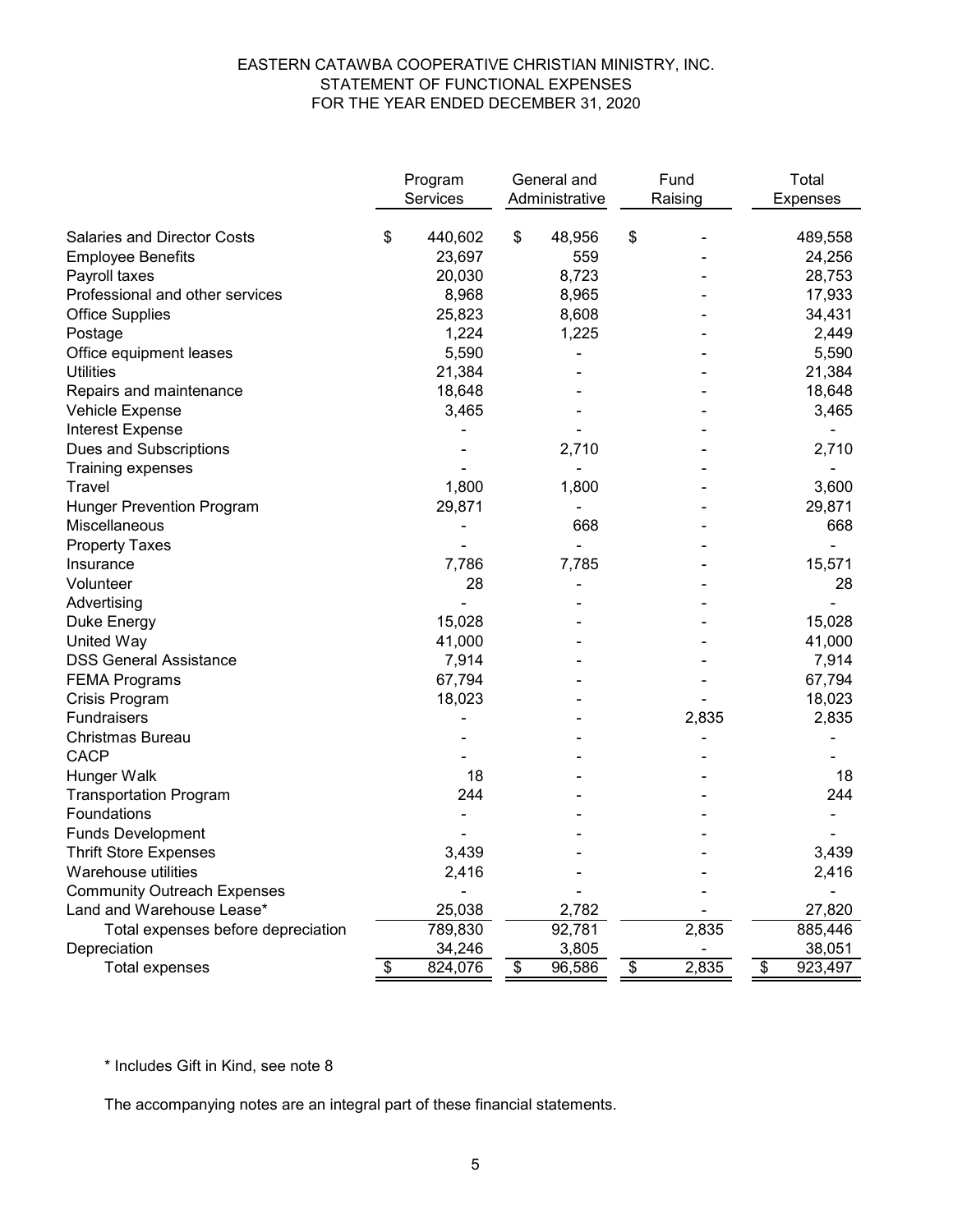# EASTERN CATAWBA COOPERATIVE CHRISTIAN MINISTRY, INC.
## STATEMENT OF FUNCTIONAL EXPENSES
### FOR THE YEAR ENDED DECEMBER 31, 2020

| | Program Services | General and Administrative | Fund Raising | Total Expenses |
|---|---|---|---|---|
| Salaries and Director Costs | $ 440,602 | $ 48,956 | $ - | 489,558 |
| Employee Benefits | 23,697 | 559 | - | 24,256 |
| Payroll taxes | 20,030 | 8,723 | - | 28,753 |
| Professional and other services | 8,968 | 8,965 | - | 17,933 |
| Office Supplies | 25,823 | 8,608 | - | 34,431 |
| Postage | 1,224 | 1,225 | - | 2,449 |
| Office equipment leases | 5,590 | - | - | 5,590 |
| Utilities | 21,384 | - | - | 21,384 |
| Repairs and maintenance | 18,648 | - | - | 18,648 |
| Vehicle Expense | 3,465 | - | - | 3,465 |
| Interest Expense | - | - | - | - |
| Dues and Subscriptions | - | 2,710 | - | 2,710 |
| Training expenses | - | - | - | - |
| Travel | 1,800 | 1,800 | - | 3,600 |
| Hunger Prevention Program | 29,871 | - | - | 29,871 |
| Miscellaneous | - | 668 | - | 668 |
| Property Taxes | - | - | - | - |
| Insurance | 7,786 | 7,785 | - | 15,571 |
| Volunteer | 28 | - | - | 28 |
| Advertising | - | - | - | - |
| Duke Energy | 15,028 | - | - | 15,028 |
| United Way | 41,000 | - | - | 41,000 |
| DSS General Assistance | 7,914 | - | - | 7,914 |
| FEMA Programs | 67,794 | - | - | 67,794 |
| Crisis Program | 18,023 | - | - | 18,023 |
| Fundraisers | - | - | 2,835 | 2,835 |
| Christmas Bureau | - | - | - | - |
| CACP | - | - | - | - |
| Hunger Walk | 18 | - | - | 18 |
| Transportation Program | 244 | - | - | 244 |
| Foundations | - | - | - | - |
| Funds Development | - | - | - | - |
| Thrift Store Expenses | 3,439 | - | - | 3,439 |
| Warehouse utilities | 2,416 | - | - | 2,416 |
| Community Outreach Expenses | - | - | - | - |
| Land and Warehouse Lease* | 25,038 | 2,782 | - | 27,820 |
| Total expenses before depreciation | 789,830 | 92,781 | 2,835 | 885,446 |
| Depreciation | 34,246 | 3,805 | - | 38,051 |
| Total expenses | $ 824,076 | $ 96,586 | $ 2,835 | $ 923,497 |

\* Includes Gift in Kind, see note 8

The accompanying notes are an integral part of these financial statements.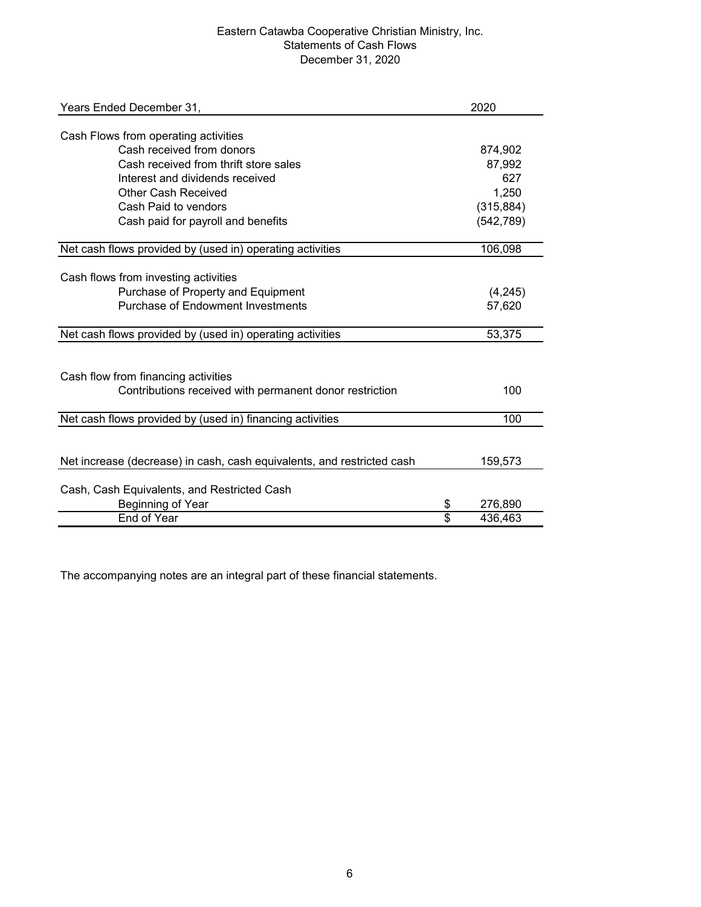Eastern Catawba Cooperative Christian Ministry, Inc.
Statements of Cash Flows
December 31, 2020

| Years Ended December 31, | 2020 |
| --- | --- |
| **Cash Flows from operating activities** | |
| Cash received from donors | 874,902 |
| Cash received from thrift store sales | 87,992 |
| Interest and dividends received | 627 |
| Other Cash Received | 1,250 |
| Cash Paid to vendors | (315,884) |
| Cash paid for payroll and benefits | (542,789) |
| Net cash flows provided by (used in) operating activities | 106,098 |
| **Cash flows from investing activities** | |
| Purchase of Property and Equipment | (4,245) |
| Purchase of Endowment Investments | 57,620 |
| Net cash flows provided by (used in) operating activities | 53,375 |
| **Cash flow from financing activities** | |
| Contributions received with permanent donor restriction | 100 |
| Net cash flows provided by (used in) financing activities | 100 |
| Net increase (decrease) in cash, cash equivalents, and restricted cash | 159,573 |
| **Cash, Cash Equivalents, and Restricted Cash** | |
| Beginning of Year | $ 276,890 |
| End of Year | $ 436,463 |

The accompanying notes are an integral part of these financial statements.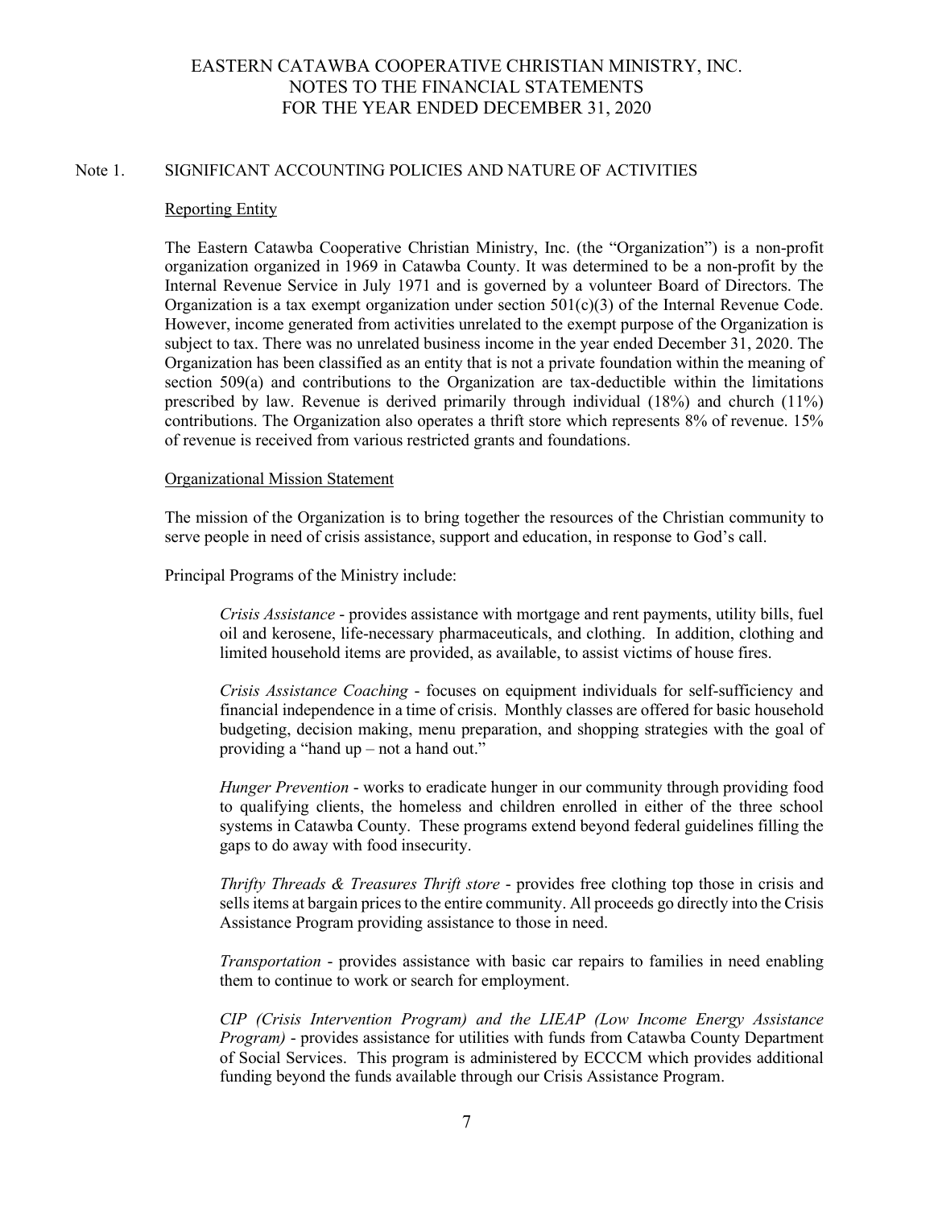# EASTERN CATAWBA COOPERATIVE CHRISTIAN MINISTRY, INC.
## NOTES TO THE FINANCIAL STATEMENTS
## FOR THE YEAR ENDED DECEMBER 31, 2020

### Note 1. SIGNIFICANT ACCOUNTING POLICIES AND NATURE OF ACTIVITIES

#### Reporting Entity

The Eastern Catawba Cooperative Christian Ministry, Inc. (the "Organization") is a non-profit organization organized in 1969 in Catawba County. It was determined to be a non-profit by the Internal Revenue Service in July 1971 and is governed by a volunteer Board of Directors. The Organization is a tax exempt organization under section 501(c)(3) of the Internal Revenue Code. However, income generated from activities unrelated to the exempt purpose of the Organization is subject to tax. There was no unrelated business income in the year ended December 31, 2020. The Organization has been classified as an entity that is not a private foundation within the meaning of section 509(a) and contributions to the Organization are tax-deductible within the limitations prescribed by law. Revenue is derived primarily through individual (18%) and church (11%) contributions. The Organization also operates a thrift store which represents 8% of revenue. 15% of revenue is received from various restricted grants and foundations.

#### Organizational Mission Statement

The mission of the Organization is to bring together the resources of the Christian community to serve people in need of crisis assistance, support and education, in response to God's call.

Principal Programs of the Ministry include:

*Crisis Assistance* - provides assistance with mortgage and rent payments, utility bills, fuel oil and kerosene, life-necessary pharmaceuticals, and clothing. In addition, clothing and limited household items are provided, as available, to assist victims of house fires.

*Crisis Assistance Coaching* - focuses on equipment individuals for self-sufficiency and financial independence in a time of crisis. Monthly classes are offered for basic household budgeting, decision making, menu preparation, and shopping strategies with the goal of providing a "hand up – not a hand out."

*Hunger Prevention* - works to eradicate hunger in our community through providing food to qualifying clients, the homeless and children enrolled in either of the three school systems in Catawba County. These programs extend beyond federal guidelines filling the gaps to do away with food insecurity.

*Thrifty Threads & Treasures Thrift store* - provides free clothing top those in crisis and sells items at bargain prices to the entire community. All proceeds go directly into the Crisis Assistance Program providing assistance to those in need.

*Transportation* - provides assistance with basic car repairs to families in need enabling them to continue to work or search for employment.

*CIP (Crisis Intervention Program) and the LIEAP (Low Income Energy Assistance Program)* - provides assistance for utilities with funds from Catawba County Department of Social Services. This program is administered by ECCCM which provides additional funding beyond the funds available through our Crisis Assistance Program.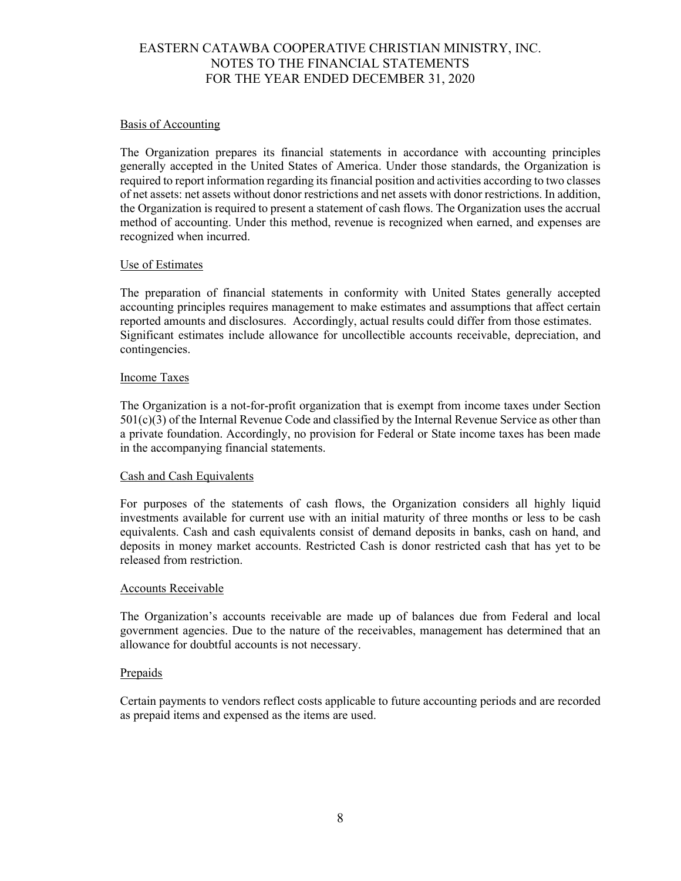EASTERN CATAWBA COOPERATIVE CHRISTIAN MINISTRY, INC.
NOTES TO THE FINANCIAL STATEMENTS
FOR THE YEAR ENDED DECEMBER 31, 2020

### Basis of Accounting

The Organization prepares its financial statements in accordance with accounting principles generally accepted in the United States of America. Under those standards, the Organization is required to report information regarding its financial position and activities according to two classes of net assets: net assets without donor restrictions and net assets with donor restrictions. In addition, the Organization is required to present a statement of cash flows. The Organization uses the accrual method of accounting. Under this method, revenue is recognized when earned, and expenses are recognized when incurred.

### Use of Estimates

The preparation of financial statements in conformity with United States generally accepted accounting principles requires management to make estimates and assumptions that affect certain reported amounts and disclosures. Accordingly, actual results could differ from those estimates. Significant estimates include allowance for uncollectible accounts receivable, depreciation, and contingencies.

### Income Taxes

The Organization is a not-for-profit organization that is exempt from income taxes under Section 501(c)(3) of the Internal Revenue Code and classified by the Internal Revenue Service as other than a private foundation. Accordingly, no provision for Federal or State income taxes has been made in the accompanying financial statements.

### Cash and Cash Equivalents

For purposes of the statements of cash flows, the Organization considers all highly liquid investments available for current use with an initial maturity of three months or less to be cash equivalents. Cash and cash equivalents consist of demand deposits in banks, cash on hand, and deposits in money market accounts. Restricted Cash is donor restricted cash that has yet to be released from restriction.

### Accounts Receivable

The Organization's accounts receivable are made up of balances due from Federal and local government agencies. Due to the nature of the receivables, management has determined that an allowance for doubtful accounts is not necessary.

### Prepaids

Certain payments to vendors reflect costs applicable to future accounting periods and are recorded as prepaid items and expensed as the items are used.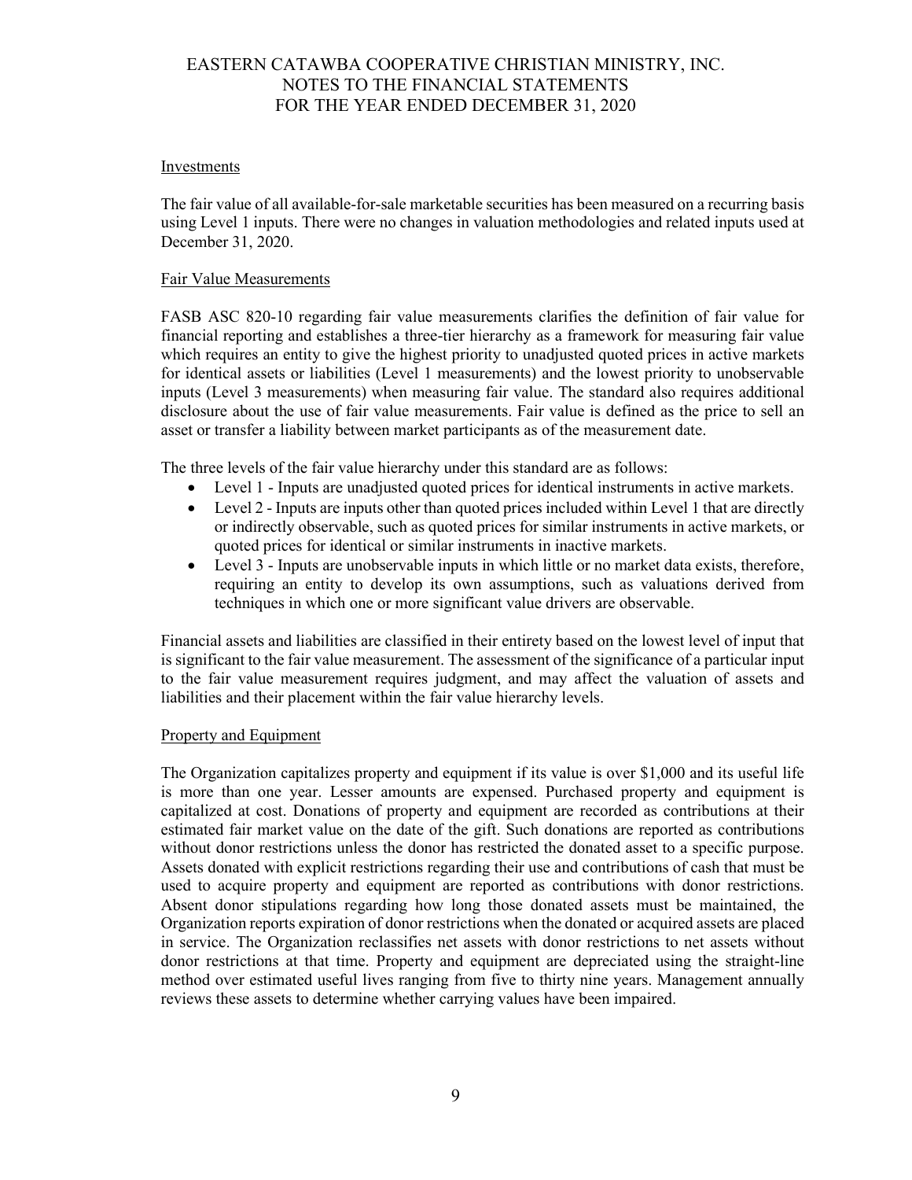#### Investments

The fair value of all available-for-sale marketable securities has been measured on a recurring basis using Level 1 inputs. There were no changes in valuation methodologies and related inputs used at December 31, 2020.

#### Fair Value Measurements

FASB ASC 820-10 regarding fair value measurements clarifies the definition of fair value for financial reporting and establishes a three-tier hierarchy as a framework for measuring fair value which requires an entity to give the highest priority to unadjusted quoted prices in active markets for identical assets or liabilities (Level 1 measurements) and the lowest priority to unobservable inputs (Level 3 measurements) when measuring fair value. The standard also requires additional disclosure about the use of fair value measurements. Fair value is defined as the price to sell an asset or transfer a liability between market participants as of the measurement date.

The three levels of the fair value hierarchy under this standard are as follows:

- Level 1 - Inputs are unadjusted quoted prices for identical instruments in active markets.
- Level 2 - Inputs are inputs other than quoted prices included within Level 1 that are directly or indirectly observable, such as quoted prices for similar instruments in active markets, or quoted prices for identical or similar instruments in inactive markets.
- Level 3 - Inputs are unobservable inputs in which little or no market data exists, therefore, requiring an entity to develop its own assumptions, such as valuations derived from techniques in which one or more significant value drivers are observable.

Financial assets and liabilities are classified in their entirety based on the lowest level of input that is significant to the fair value measurement. The assessment of the significance of a particular input to the fair value measurement requires judgment, and may affect the valuation of assets and liabilities and their placement within the fair value hierarchy levels.

#### Property and Equipment

The Organization capitalizes property and equipment if its value is over $1,000 and its useful life is more than one year. Lesser amounts are expensed. Purchased property and equipment is capitalized at cost. Donations of property and equipment are recorded as contributions at their estimated fair market value on the date of the gift. Such donations are reported as contributions without donor restrictions unless the donor has restricted the donated asset to a specific purpose. Assets donated with explicit restrictions regarding their use and contributions of cash that must be used to acquire property and equipment are reported as contributions with donor restrictions. Absent donor stipulations regarding how long those donated assets must be maintained, the Organization reports expiration of donor restrictions when the donated or acquired assets are placed in service. The Organization reclassifies net assets with donor restrictions to net assets without donor restrictions at that time. Property and equipment are depreciated using the straight-line method over estimated useful lives ranging from five to thirty nine years. Management annually reviews these assets to determine whether carrying values have been impaired.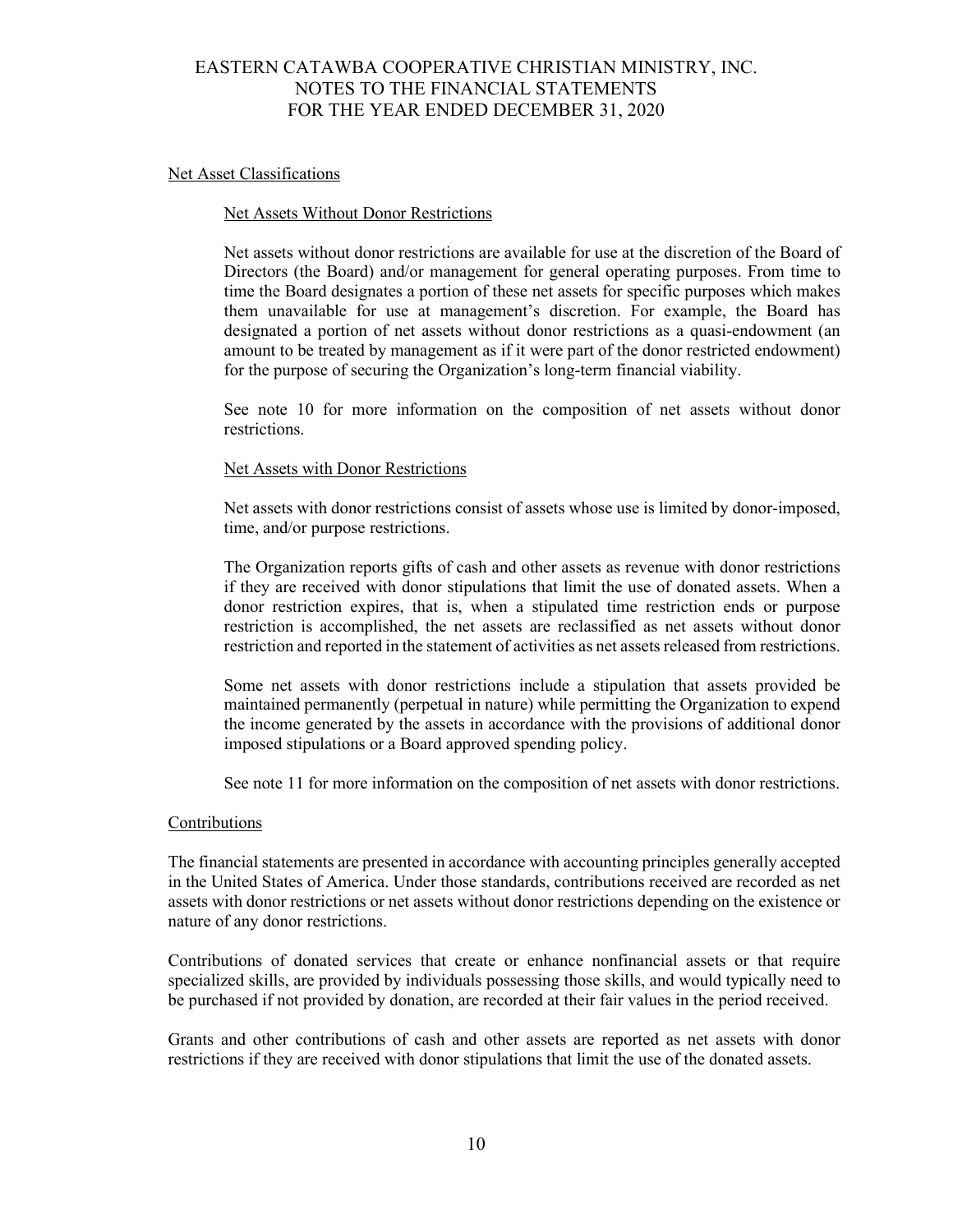## Net Asset Classifications

### Net Assets Without Donor Restrictions

Net assets without donor restrictions are available for use at the discretion of the Board of Directors (the Board) and/or management for general operating purposes. From time to time the Board designates a portion of these net assets for specific purposes which makes them unavailable for use at management's discretion. For example, the Board has designated a portion of net assets without donor restrictions as a quasi-endowment (an amount to be treated by management as if it were part of the donor restricted endowment) for the purpose of securing the Organization's long-term financial viability.

See note 10 for more information on the composition of net assets without donor restrictions.

### Net Assets with Donor Restrictions

Net assets with donor restrictions consist of assets whose use is limited by donor-imposed, time, and/or purpose restrictions.

The Organization reports gifts of cash and other assets as revenue with donor restrictions if they are received with donor stipulations that limit the use of donated assets. When a donor restriction expires, that is, when a stipulated time restriction ends or purpose restriction is accomplished, the net assets are reclassified as net assets without donor restriction and reported in the statement of activities as net assets released from restrictions.

Some net assets with donor restrictions include a stipulation that assets provided be maintained permanently (perpetual in nature) while permitting the Organization to expend the income generated by the assets in accordance with the provisions of additional donor imposed stipulations or a Board approved spending policy.

See note 11 for more information on the composition of net assets with donor restrictions.

## Contributions

The financial statements are presented in accordance with accounting principles generally accepted in the United States of America. Under those standards, contributions received are recorded as net assets with donor restrictions or net assets without donor restrictions depending on the existence or nature of any donor restrictions.

Contributions of donated services that create or enhance nonfinancial assets or that require specialized skills, are provided by individuals possessing those skills, and would typically need to be purchased if not provided by donation, are recorded at their fair values in the period received.

Grants and other contributions of cash and other assets are reported as net assets with donor restrictions if they are received with donor stipulations that limit the use of the donated assets.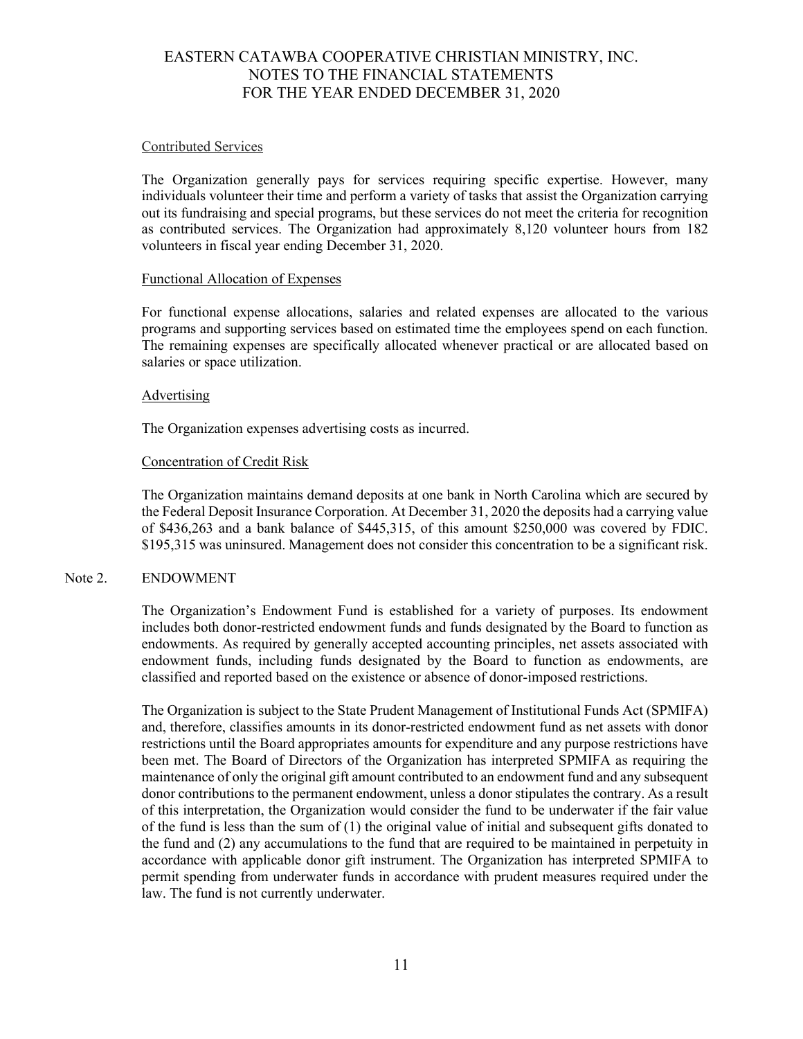#### Contributed Services

The Organization generally pays for services requiring specific expertise. However, many individuals volunteer their time and perform a variety of tasks that assist the Organization carrying out its fundraising and special programs, but these services do not meet the criteria for recognition as contributed services. The Organization had approximately 8,120 volunteer hours from 182 volunteers in fiscal year ending December 31, 2020.

#### Functional Allocation of Expenses

For functional expense allocations, salaries and related expenses are allocated to the various programs and supporting services based on estimated time the employees spend on each function. The remaining expenses are specifically allocated whenever practical or are allocated based on salaries or space utilization.

#### Advertising

The Organization expenses advertising costs as incurred.

#### Concentration of Credit Risk

The Organization maintains demand deposits at one bank in North Carolina which are secured by the Federal Deposit Insurance Corporation. At December 31, 2020 the deposits had a carrying value of $436,263 and a bank balance of $445,315, of this amount $250,000 was covered by FDIC. $195,315 was uninsured. Management does not consider this concentration to be a significant risk.

## Note 2. ENDOWMENT

The Organization's Endowment Fund is established for a variety of purposes. Its endowment includes both donor-restricted endowment funds and funds designated by the Board to function as endowments. As required by generally accepted accounting principles, net assets associated with endowment funds, including funds designated by the Board to function as endowments, are classified and reported based on the existence or absence of donor-imposed restrictions.

The Organization is subject to the State Prudent Management of Institutional Funds Act (SPMIFA) and, therefore, classifies amounts in its donor-restricted endowment fund as net assets with donor restrictions until the Board appropriates amounts for expenditure and any purpose restrictions have been met. The Board of Directors of the Organization has interpreted SPMIFA as requiring the maintenance of only the original gift amount contributed to an endowment fund and any subsequent donor contributions to the permanent endowment, unless a donor stipulates the contrary. As a result of this interpretation, the Organization would consider the fund to be underwater if the fair value of the fund is less than the sum of (1) the original value of initial and subsequent gifts donated to the fund and (2) any accumulations to the fund that are required to be maintained in perpetuity in accordance with applicable donor gift instrument. The Organization has interpreted SPMIFA to permit spending from underwater funds in accordance with prudent measures required under the law. The fund is not currently underwater.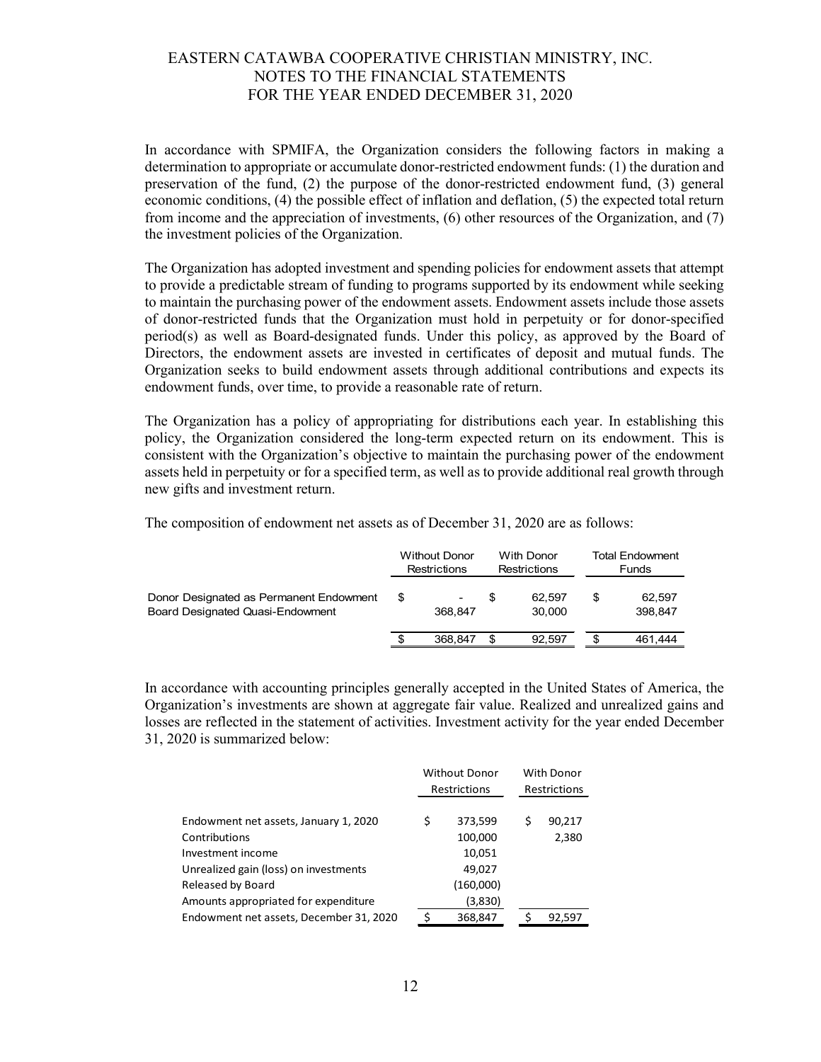In accordance with SPMIFA, the Organization considers the following factors in making a determination to appropriate or accumulate donor-restricted endowment funds: (1) the duration and preservation of the fund, (2) the purpose of the donor-restricted endowment fund, (3) general economic conditions, (4) the possible effect of inflation and deflation, (5) the expected total return from income and the appreciation of investments, (6) other resources of the Organization, and (7) the investment policies of the Organization.

The Organization has adopted investment and spending policies for endowment assets that attempt to provide a predictable stream of funding to programs supported by its endowment while seeking to maintain the purchasing power of the endowment assets. Endowment assets include those assets of donor-restricted funds that the Organization must hold in perpetuity or for donor-specified period(s) as well as Board-designated funds. Under this policy, as approved by the Board of Directors, the endowment assets are invested in certificates of deposit and mutual funds. The Organization seeks to build endowment assets through additional contributions and expects its endowment funds, over time, to provide a reasonable rate of return.

The Organization has a policy of appropriating for distributions each year. In establishing this policy, the Organization considered the long-term expected return on its endowment. This is consistent with the Organization's objective to maintain the purchasing power of the endowment assets held in perpetuity or for a specified term, as well as to provide additional real growth through new gifts and investment return.

The composition of endowment net assets as of December 31, 2020 are as follows:

| | Without Donor Restrictions | With Donor Restrictions | Total Endowment Funds |
|---|---|---|---|
| Donor Designated as Permanent Endowment | $ - | $ 62,597 | $ 62,597 |
| Board Designated Quasi-Endowment | 368,847 | 30,000 | 398,847 |
| | $ 368,847 | $ 92,597 | $ 461,444 |

In accordance with accounting principles generally accepted in the United States of America, the Organization's investments are shown at aggregate fair value. Realized and unrealized gains and losses are reflected in the statement of activities. Investment activity for the year ended December 31, 2020 is summarized below:

| | Without Donor Restrictions | With Donor Restrictions |
|---|---|---|
| Endowment net assets, January 1, 2020 | $ 373,599 | $ 90,217 |
| Contributions | 100,000 | 2,380 |
| Investment income | 10,051 | |
| Unrealized gain (loss) on investments | 49,027 | |
| Released by Board | (160,000) | |
| Amounts appropriated for expenditure | (3,830) | |
| Endowment net assets, December 31, 2020 | $ 368,847 | $ 92,597 |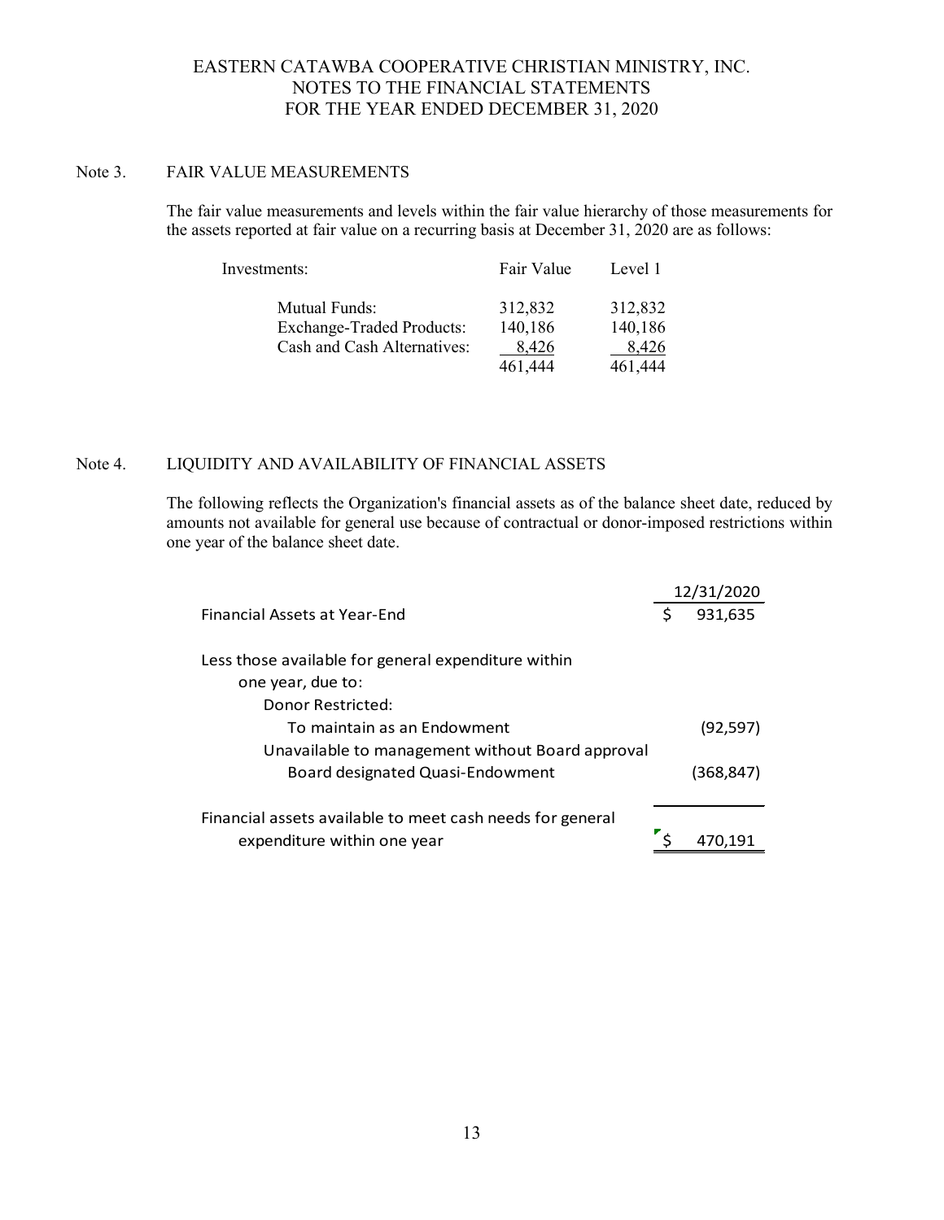EASTERN CATAWBA COOPERATIVE CHRISTIAN MINISTRY, INC.
NOTES TO THE FINANCIAL STATEMENTS
FOR THE YEAR ENDED DECEMBER 31, 2020

## Note 3. FAIR VALUE MEASUREMENTS

The fair value measurements and levels within the fair value hierarchy of those measurements for the assets reported at fair value on a recurring basis at December 31, 2020 are as follows:

| Investments: | Fair Value | Level 1 |
|---|---|---|
| Mutual Funds: | 312,832 | 312,832 |
| Exchange-Traded Products: | 140,186 | 140,186 |
| Cash and Cash Alternatives: | 8,426 | 8,426 |
| | 461,444 | 461,444 |

## Note 4. LIQUIDITY AND AVAILABILITY OF FINANCIAL ASSETS

The following reflects the Organization's financial assets as of the balance sheet date, reduced by amounts not available for general use because of contractual or donor-imposed restrictions within one year of the balance sheet date.

| | 12/31/2020 |
|---|---|
| Financial Assets at Year-End | $ 931,635 |
| Less those available for general expenditure within one year, due to: | |
| Donor Restricted: | |
| To maintain as an Endowment | (92,597) |
| Unavailable to management without Board approval | |
| Board designated Quasi-Endowment | (368,847) |
| Financial assets available to meet cash needs for general expenditure within one year | $ 470,191 |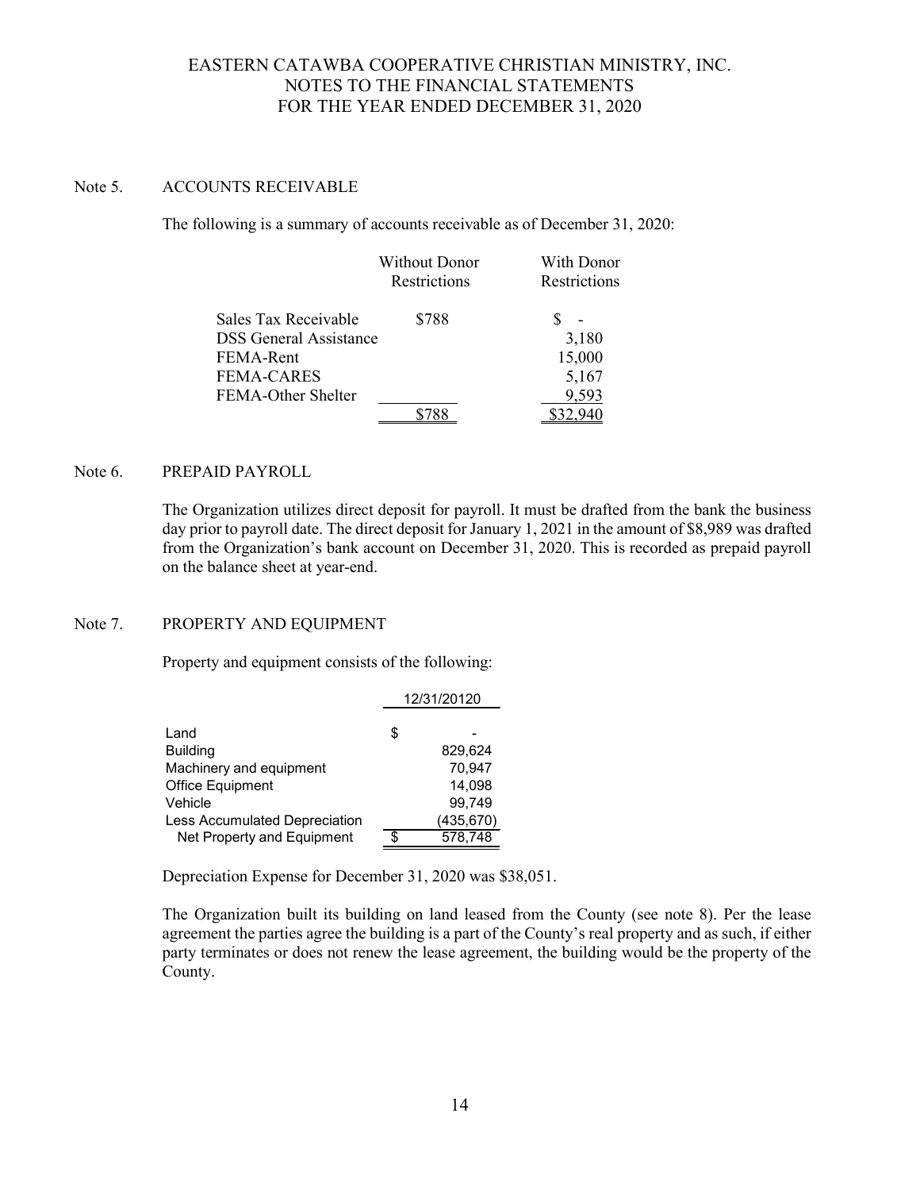# EASTERN CATAWBA COOPERATIVE CHRISTIAN MINISTRY, INC.
## NOTES TO THE FINANCIAL STATEMENTS
## FOR THE YEAR ENDED DECEMBER 31, 2020

### Note 5. ACCOUNTS RECEIVABLE

The following is a summary of accounts receivable as of December 31, 2020:

| | Without Donor Restrictions | With Donor Restrictions |
|---|---|---|
| Sales Tax Receivable | $788 | $ - |
| DSS General Assistance | | 3,180 |
| FEMA-Rent | | 15,000 |
| FEMA-CARES | | 5,167 |
| FEMA-Other Shelter | | 9,593 |
| | $788 | $32,940 |

### Note 6. PREPAID PAYROLL

The Organization utilizes direct deposit for payroll. It must be drafted from the bank the business day prior to payroll date. The direct deposit for January 1, 2021 in the amount of $8,989 was drafted from the Organization's bank account on December 31, 2020. This is recorded as prepaid payroll on the balance sheet at year-end.

### Note 7. PROPERTY AND EQUIPMENT

Property and equipment consists of the following:

| | 12/31/20120 |
|---|---|
| Land | $ - |
| Building | 829,624 |
| Machinery and equipment | 70,947 |
| Office Equipment | 14,098 |
| Vehicle | 99,749 |
| Less Accumulated Depreciation | (435,670) |
| Net Property and Equipment | $ 578,748 |

Depreciation Expense for December 31, 2020 was $38,051.

The Organization built its building on land leased from the County (see note 8). Per the lease agreement the parties agree the building is a part of the County's real property and as such, if either party terminates or does not renew the lease agreement, the building would be the property of the County.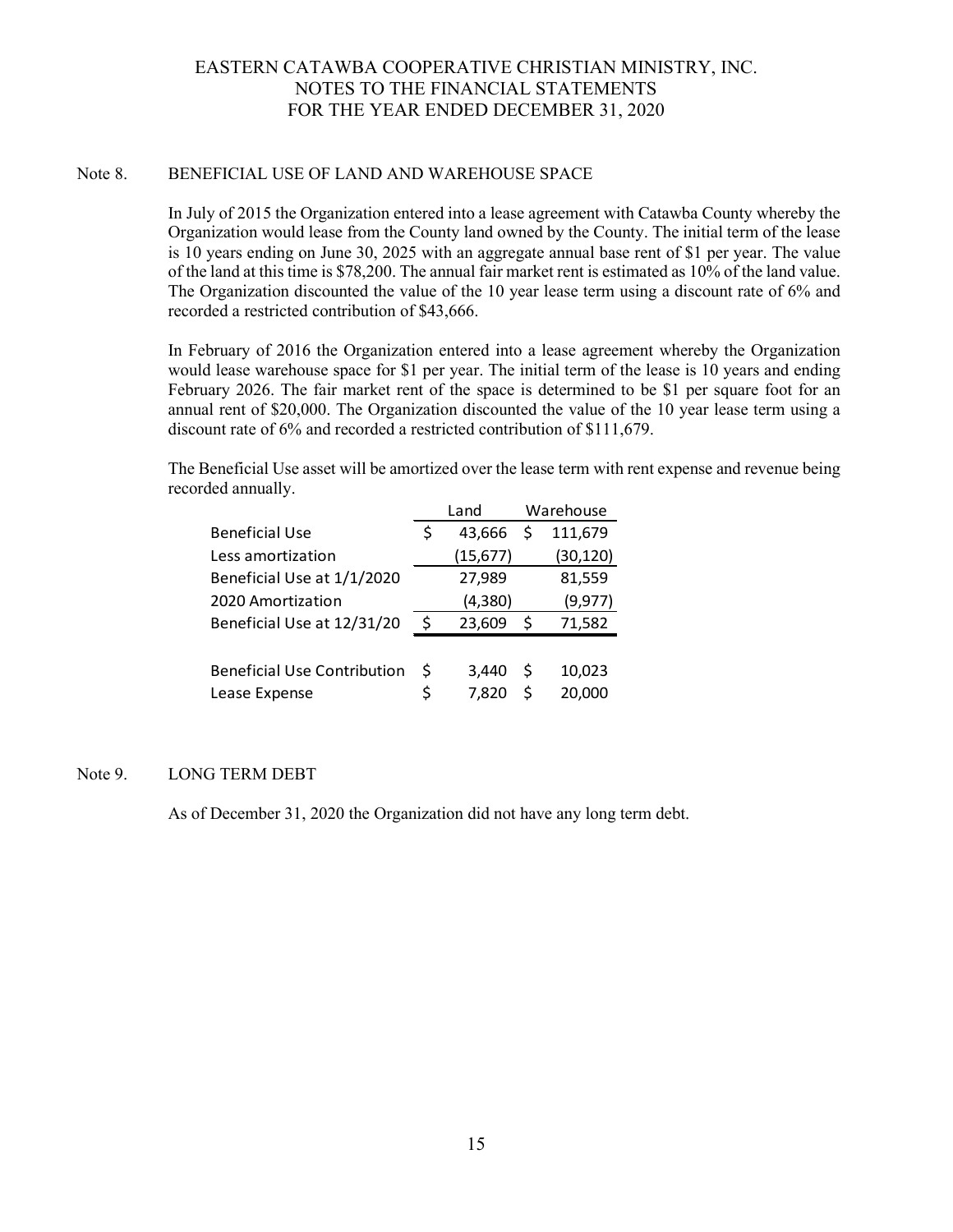EASTERN CATAWBA COOPERATIVE CHRISTIAN MINISTRY, INC.
NOTES TO THE FINANCIAL STATEMENTS
FOR THE YEAR ENDED DECEMBER 31, 2020

## Note 8. BENEFICIAL USE OF LAND AND WAREHOUSE SPACE

In July of 2015 the Organization entered into a lease agreement with Catawba County whereby the Organization would lease from the County land owned by the County. The initial term of the lease is 10 years ending on June 30, 2025 with an aggregate annual base rent of $1 per year. The value of the land at this time is $78,200. The annual fair market rent is estimated as 10% of the land value. The Organization discounted the value of the 10 year lease term using a discount rate of 6% and recorded a restricted contribution of $43,666.

In February of 2016 the Organization entered into a lease agreement whereby the Organization would lease warehouse space for $1 per year. The initial term of the lease is 10 years and ending February 2026. The fair market rent of the space is determined to be $1 per square foot for an annual rent of $20,000. The Organization discounted the value of the 10 year lease term using a discount rate of 6% and recorded a restricted contribution of $111,679.

The Beneficial Use asset will be amortized over the lease term with rent expense and revenue being recorded annually.

| | Land | Warehouse |
|---|---|---|
| Beneficial Use | $ 43,666 | $ 111,679 |
| Less amortization | (15,677) | (30,120) |
| Beneficial Use at 1/1/2020 | 27,989 | 81,559 |
| 2020 Amortization | (4,380) | (9,977) |
| Beneficial Use at 12/31/20 | $ 23,609 | $ 71,582 |
| | | |
| Beneficial Use Contribution | $ 3,440 | $ 10,023 |
| Lease Expense | $ 7,820 | $ 20,000 |

## Note 9. LONG TERM DEBT

As of December 31, 2020 the Organization did not have any long term debt.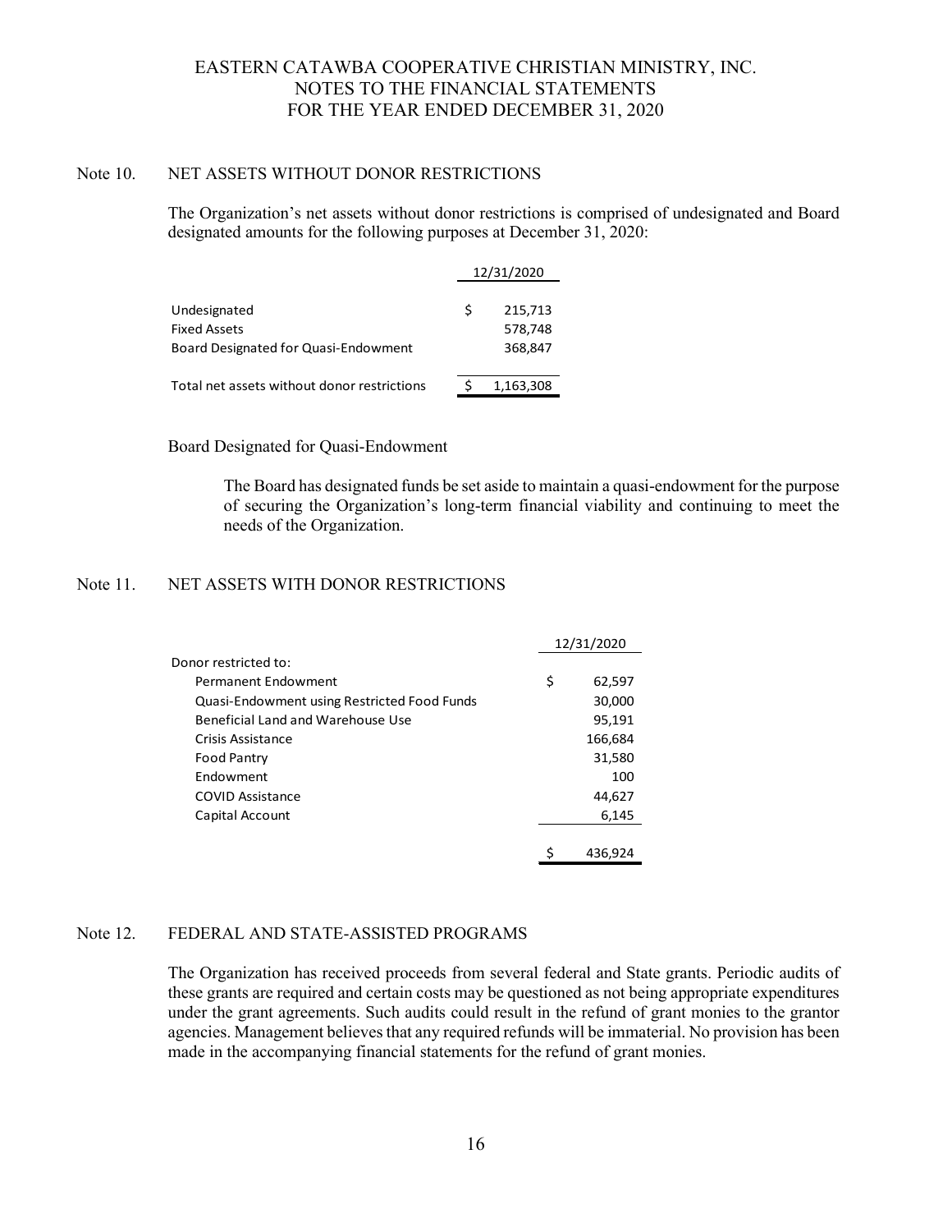# EASTERN CATAWBA COOPERATIVE CHRISTIAN MINISTRY, INC.
## NOTES TO THE FINANCIAL STATEMENTS
## FOR THE YEAR ENDED DECEMBER 31, 2020

### Note 10. NET ASSETS WITHOUT DONOR RESTRICTIONS

The Organization's net assets without donor restrictions is comprised of undesignated and Board designated amounts for the following purposes at December 31, 2020:

| | 12/31/2020 |
|---|---|
| Undesignated | $ 215,713 |
| Fixed Assets | 578,748 |
| Board Designated for Quasi-Endowment | 368,847 |
| Total net assets without donor restrictions | $ 1,163,308 |

Board Designated for Quasi-Endowment

The Board has designated funds be set aside to maintain a quasi-endowment for the purpose of securing the Organization's long-term financial viability and continuing to meet the needs of the Organization.

### Note 11. NET ASSETS WITH DONOR RESTRICTIONS

| | 12/31/2020 |
|---|---|
| Donor restricted to: | |
| Permanent Endowment | $ 62,597 |
| Quasi-Endowment using Restricted Food Funds | 30,000 |
| Beneficial Land and Warehouse Use | 95,191 |
| Crisis Assistance | 166,684 |
| Food Pantry | 31,580 |
| Endowment | 100 |
| COVID Assistance | 44,627 |
| Capital Account | 6,145 |
| | $ 436,924 |

### Note 12. FEDERAL AND STATE-ASSISTED PROGRAMS

The Organization has received proceeds from several federal and State grants. Periodic audits of these grants are required and certain costs may be questioned as not being appropriate expenditures under the grant agreements. Such audits could result in the refund of grant monies to the grantor agencies. Management believes that any required refunds will be immaterial. No provision has been made in the accompanying financial statements for the refund of grant monies.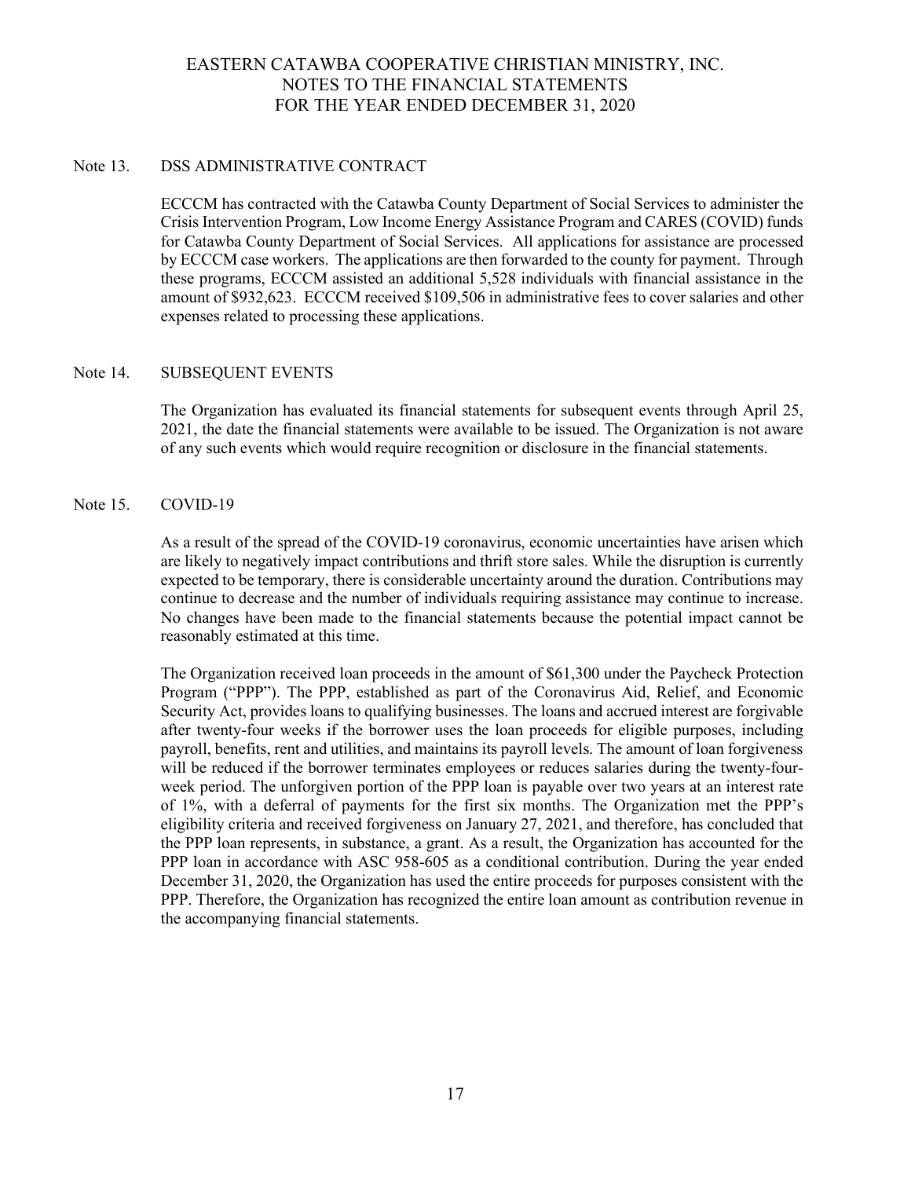# EASTERN CATAWBA COOPERATIVE CHRISTIAN MINISTRY, INC.
# NOTES TO THE FINANCIAL STATEMENTS
# FOR THE YEAR ENDED DECEMBER 31, 2020

## Note 13. DSS ADMINISTRATIVE CONTRACT

ECCCM has contracted with the Catawba County Department of Social Services to administer the Crisis Intervention Program, Low Income Energy Assistance Program and CARES (COVID) funds for Catawba County Department of Social Services. All applications for assistance are processed by ECCCM case workers. The applications are then forwarded to the county for payment. Through these programs, ECCCM assisted an additional 5,528 individuals with financial assistance in the amount of $932,623. ECCCM received $109,506 in administrative fees to cover salaries and other expenses related to processing these applications.

## Note 14. SUBSEQUENT EVENTS

The Organization has evaluated its financial statements for subsequent events through April 25, 2021, the date the financial statements were available to be issued. The Organization is not aware of any such events which would require recognition or disclosure in the financial statements.

## Note 15. COVID-19

As a result of the spread of the COVID-19 coronavirus, economic uncertainties have arisen which are likely to negatively impact contributions and thrift store sales. While the disruption is currently expected to be temporary, there is considerable uncertainty around the duration. Contributions may continue to decrease and the number of individuals requiring assistance may continue to increase. No changes have been made to the financial statements because the potential impact cannot be reasonably estimated at this time.

The Organization received loan proceeds in the amount of $61,300 under the Paycheck Protection Program ("PPP"). The PPP, established as part of the Coronavirus Aid, Relief, and Economic Security Act, provides loans to qualifying businesses. The loans and accrued interest are forgivable after twenty-four weeks if the borrower uses the loan proceeds for eligible purposes, including payroll, benefits, rent and utilities, and maintains its payroll levels. The amount of loan forgiveness will be reduced if the borrower terminates employees or reduces salaries during the twenty-four-week period. The unforgiven portion of the PPP loan is payable over two years at an interest rate of 1%, with a deferral of payments for the first six months. The Organization met the PPP's eligibility criteria and received forgiveness on January 27, 2021, and therefore, has concluded that the PPP loan represents, in substance, a grant. As a result, the Organization has accounted for the PPP loan in accordance with ASC 958-605 as a conditional contribution. During the year ended December 31, 2020, the Organization has used the entire proceeds for purposes consistent with the PPP. Therefore, the Organization has recognized the entire loan amount as contribution revenue in the accompanying financial statements.